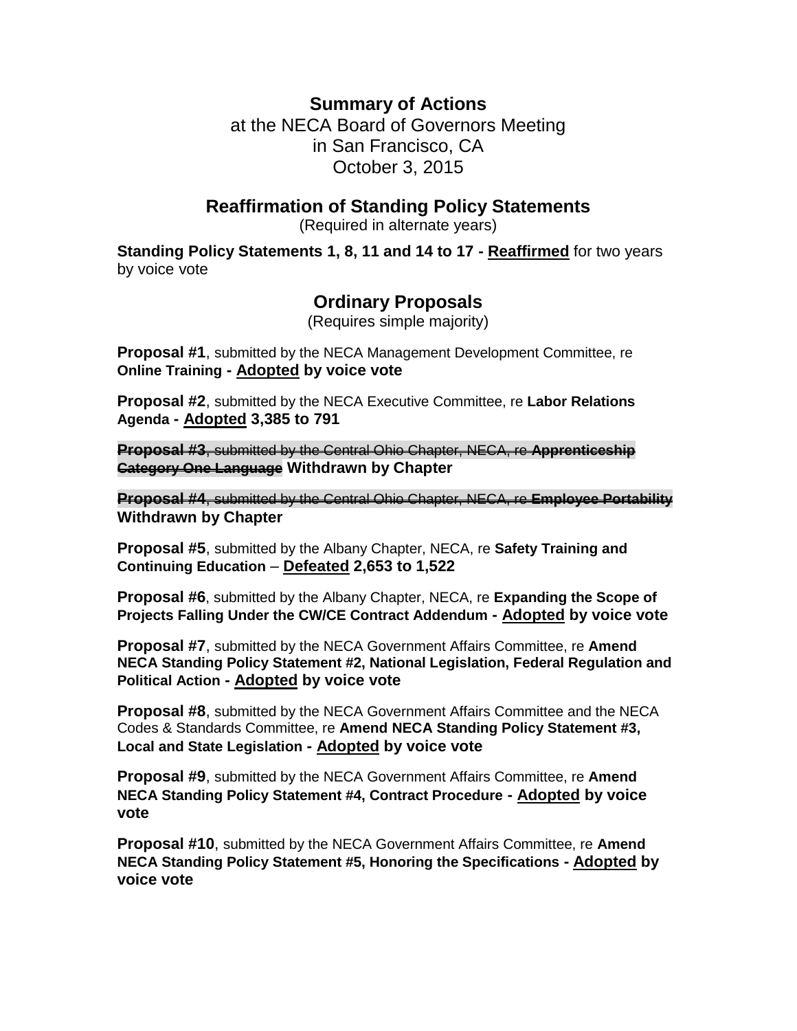# Summary of Actions

at the NECA Board of Governors Meeting
in San Francisco, CA
October 3, 2015

## Reaffirmation of Standing Policy Statements

(Required in alternate years)

**Standing Policy Statements 1, 8, 11 and 14 to 17 - <u>Reaffirmed</u>** for two years by voice vote

## Ordinary Proposals

(Requires simple majority)

**Proposal #1**, submitted by the NECA Management Development Committee, re **Online Training - <u>Adopted</u> by voice vote**

**Proposal #2**, submitted by the NECA Executive Committee, re **Labor Relations Agenda - <u>Adopted</u> 3,385 to 791**

~~**Proposal #3**, submitted by the Central Ohio Chapter, NECA, re **Apprenticeship Category One Language**~~ **Withdrawn by Chapter**

~~**Proposal #4**, submitted by the Central Ohio Chapter, NECA, re **Employee Portability**~~ **Withdrawn by Chapter**

**Proposal #5**, submitted by the Albany Chapter, NECA, re **Safety Training and Continuing Education** – **<u>Defeated</u> 2,653 to 1,522**

**Proposal #6**, submitted by the Albany Chapter, NECA, re **Expanding the Scope of Projects Falling Under the CW/CE Contract Addendum - <u>Adopted</u> by voice vote**

**Proposal #7**, submitted by the NECA Government Affairs Committee, re **Amend NECA Standing Policy Statement #2, National Legislation, Federal Regulation and Political Action - <u>Adopted</u> by voice vote**

**Proposal #8**, submitted by the NECA Government Affairs Committee and the NECA Codes & Standards Committee, re **Amend NECA Standing Policy Statement #3, Local and State Legislation - <u>Adopted</u> by voice vote**

**Proposal #9**, submitted by the NECA Government Affairs Committee, re **Amend NECA Standing Policy Statement #4, Contract Procedure - <u>Adopted</u> by voice vote**

**Proposal #10**, submitted by the NECA Government Affairs Committee, re **Amend NECA Standing Policy Statement #5, Honoring the Specifications - <u>Adopted</u> by voice vote**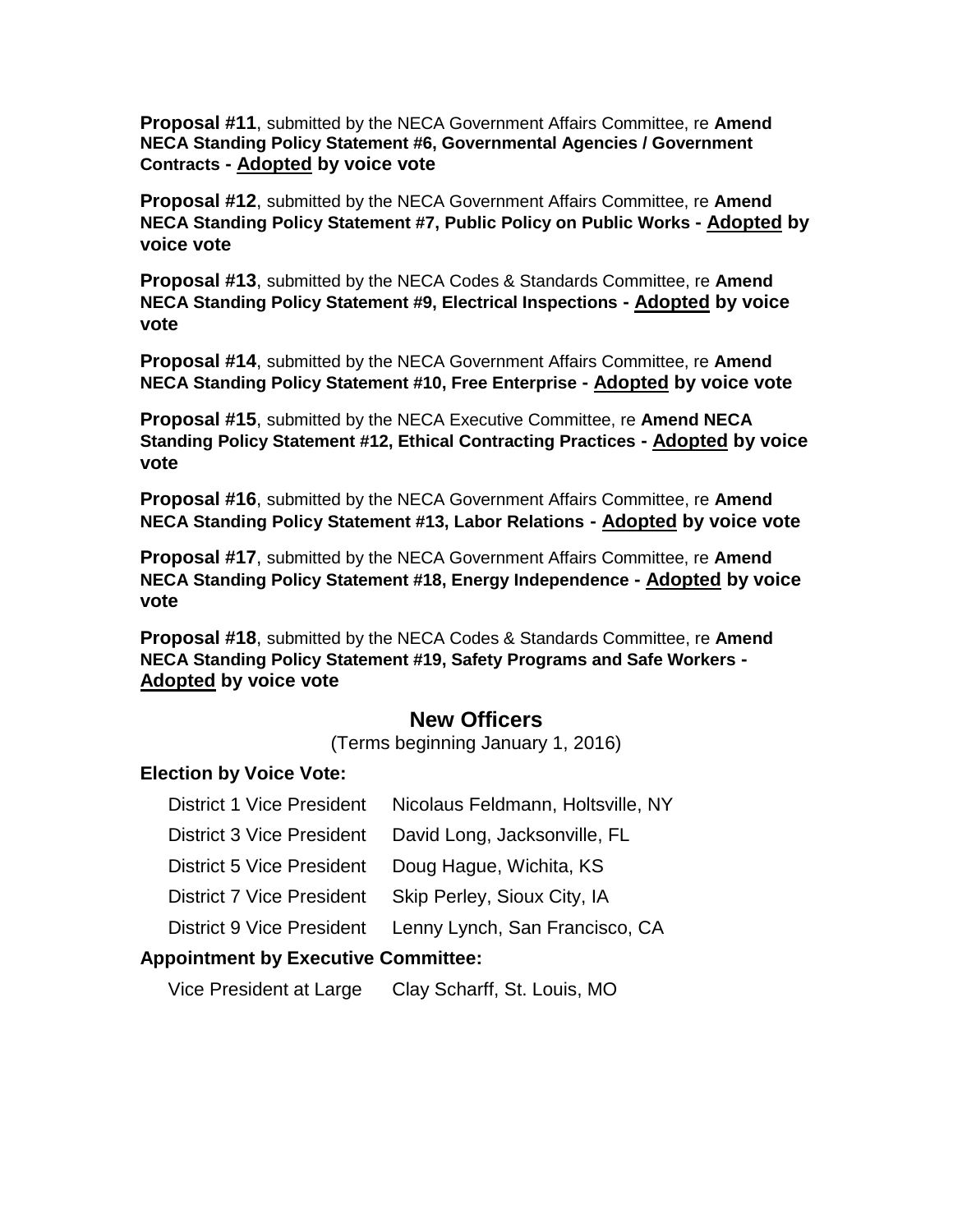**Proposal #11**, submitted by the NECA Government Affairs Committee, re **Amend NECA Standing Policy Statement #6, Governmental Agencies / Government Contracts - Adopted by voice vote**

**Proposal #12**, submitted by the NECA Government Affairs Committee, re **Amend NECA Standing Policy Statement #7, Public Policy on Public Works - Adopted by voice vote**

**Proposal #13**, submitted by the NECA Codes & Standards Committee, re **Amend NECA Standing Policy Statement #9, Electrical Inspections - Adopted by voice vote**

**Proposal #14**, submitted by the NECA Government Affairs Committee, re **Amend NECA Standing Policy Statement #10, Free Enterprise - Adopted by voice vote**

**Proposal #15**, submitted by the NECA Executive Committee, re **Amend NECA Standing Policy Statement #12, Ethical Contracting Practices - Adopted by voice vote**

**Proposal #16**, submitted by the NECA Government Affairs Committee, re **Amend NECA Standing Policy Statement #13, Labor Relations - Adopted by voice vote**

**Proposal #17**, submitted by the NECA Government Affairs Committee, re **Amend NECA Standing Policy Statement #18, Energy Independence - Adopted by voice vote**

**Proposal #18**, submitted by the NECA Codes & Standards Committee, re **Amend NECA Standing Policy Statement #19, Safety Programs and Safe Workers - Adopted by voice vote**

## New Officers

(Terms beginning January 1, 2016)

**Election by Voice Vote:**

| | |
|---|---|
| District 1 Vice President | Nicolaus Feldmann, Holtsville, NY |
| District 3 Vice President | David Long, Jacksonville, FL |
| District 5 Vice President | Doug Hague, Wichita, KS |
| District 7 Vice President | Skip Perley, Sioux City, IA |
| District 9 Vice President | Lenny Lynch, San Francisco, CA |

**Appointment by Executive Committee:**

| | |
|---|---|
| Vice President at Large | Clay Scharff, St. Louis, MO |